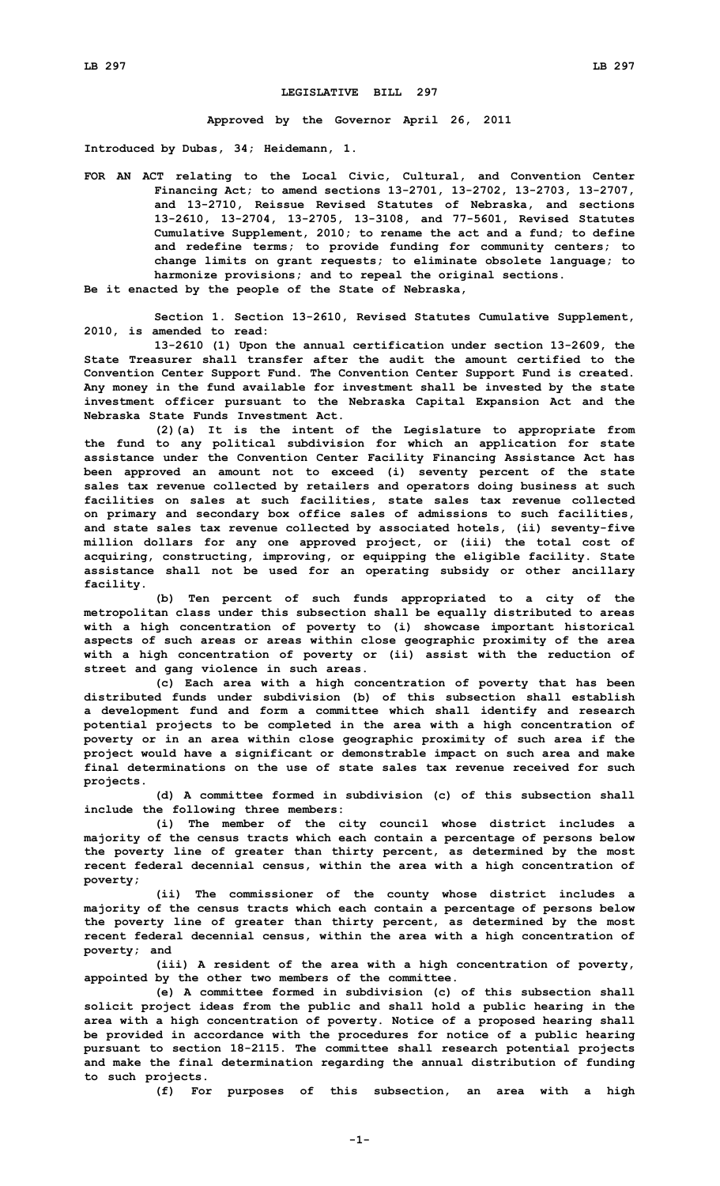# LEGISLATIVE BILL 297

**Approved by the Governor April 26, 2011**

**Introduced by Dubas, 34; Heidemann, 1.**

**FOR AN ACT relating to the Local Civic, Cultural, and Convention Center Financing Act; to amend sections 13-2701, 13-2702, 13-2703, 13-2707, and 13-2710, Reissue Revised Statutes of Nebraska, and sections 13-2610, 13-2704, 13-2705, 13-3108, and 77-5601, Revised Statutes Cumulative Supplement, 2010; to rename the act and a fund; to define and redefine terms; to provide funding for community centers; to change limits on grant requests; to eliminate obsolete language; to harmonize provisions; and to repeal the original sections.**

**Be it enacted by the people of the State of Nebraska,**

**Section 1. Section 13-2610, Revised Statutes Cumulative Supplement, 2010, is amended to read:**

**13-2610 (1) Upon the annual certification under section 13-2609, the State Treasurer shall transfer after the audit the amount certified to the Convention Center Support Fund. The Convention Center Support Fund is created. Any money in the fund available for investment shall be invested by the state investment officer pursuant to the Nebraska Capital Expansion Act and the Nebraska State Funds Investment Act.**

**(2)(a) It is the intent of the Legislature to appropriate from the fund to any political subdivision for which an application for state assistance under the Convention Center Facility Financing Assistance Act has been approved an amount not to exceed (i) seventy percent of the state sales tax revenue collected by retailers and operators doing business at such facilities on sales at such facilities, state sales tax revenue collected on primary and secondary box office sales of admissions to such facilities, and state sales tax revenue collected by associated hotels, (ii) seventy-five million dollars for any one approved project, or (iii) the total cost of acquiring, constructing, improving, or equipping the eligible facility. State assistance shall not be used for an operating subsidy or other ancillary facility.**

**(b) Ten percent of such funds appropriated to a city of the metropolitan class under this subsection shall be equally distributed to areas with a high concentration of poverty to (i) showcase important historical aspects of such areas or areas within close geographic proximity of the area with a high concentration of poverty or (ii) assist with the reduction of street and gang violence in such areas.**

**(c) Each area with a high concentration of poverty that has been distributed funds under subdivision (b) of this subsection shall establish a development fund and form a committee which shall identify and research potential projects to be completed in the area with a high concentration of poverty or in an area within close geographic proximity of such area if the project would have a significant or demonstrable impact on such area and make final determinations on the use of state sales tax revenue received for such projects.**

**(d) A committee formed in subdivision (c) of this subsection shall include the following three members:**

**(i) The member of the city council whose district includes a majority of the census tracts which each contain a percentage of persons below the poverty line of greater than thirty percent, as determined by the most recent federal decennial census, within the area with a high concentration of poverty;**

**(ii) The commissioner of the county whose district includes a majority of the census tracts which each contain a percentage of persons below the poverty line of greater than thirty percent, as determined by the most recent federal decennial census, within the area with a high concentration of poverty; and**

**(iii) A resident of the area with a high concentration of poverty, appointed by the other two members of the committee.**

**(e) A committee formed in subdivision (c) of this subsection shall solicit project ideas from the public and shall hold a public hearing in the area with a high concentration of poverty. Notice of a proposed hearing shall be provided in accordance with the procedures for notice of a public hearing pursuant to section 18-2115. The committee shall research potential projects and make the final determination regarding the annual distribution of funding to such projects.**

**(f) For purposes of this subsection, an area with a high**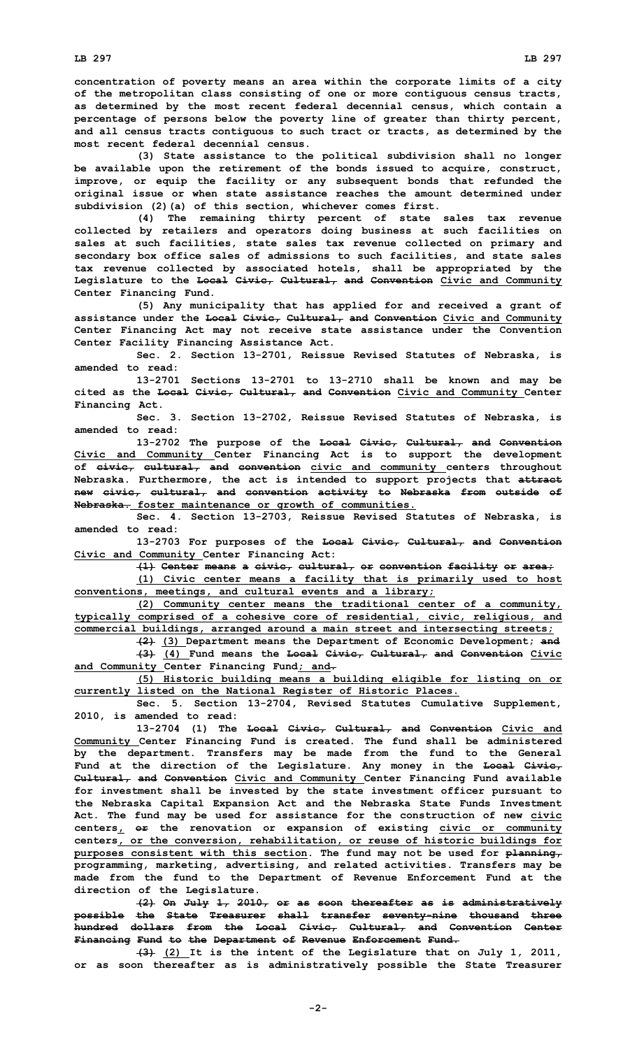concentration of poverty means an area within the corporate limits of a city of the metropolitan class consisting of one or more contiguous census tracts, as determined by the most recent federal decennial census, which contain a percentage of persons below the poverty line of greater than thirty percent, and all census tracts contiguous to such tract or tracts, as determined by the most recent federal decennial census.

(3) State assistance to the political subdivision shall no longer be available upon the retirement of the bonds issued to acquire, construct, improve, or equip the facility or any subsequent bonds that refunded the original issue or when state assistance reaches the amount determined under subdivision (2)(a) of this section, whichever comes first.

(4) The remaining thirty percent of state sales tax revenue collected by retailers and operators doing business at such facilities on sales at such facilities, state sales tax revenue collected on primary and secondary box office sales of admissions to such facilities, and state sales tax revenue collected by associated hotels, shall be appropriated by the Legislature to the ~~Local Civic, Cultural, and Convention~~ Civic and Community Center Financing Fund.

(5) Any municipality that has applied for and received a grant of assistance under the ~~Local Civic, Cultural, and Convention~~ Civic and Community Center Financing Act may not receive state assistance under the Convention Center Facility Financing Assistance Act.

Sec. 2. Section 13-2701, Reissue Revised Statutes of Nebraska, is amended to read:

13-2701 Sections 13-2701 to 13-2710 shall be known and may be cited as the ~~Local Civic, Cultural, and Convention~~ Civic and Community Center Financing Act.

Sec. 3. Section 13-2702, Reissue Revised Statutes of Nebraska, is amended to read:

13-2702 The purpose of the ~~Local Civic, Cultural, and Convention~~ Civic and Community Center Financing Act is to support the development of ~~civic, cultural, and convention~~ civic and community centers throughout Nebraska. Furthermore, the act is intended to support projects that ~~attract new civic, cultural, and convention activity to Nebraska from outside of Nebraska.~~ foster maintenance or growth of communities.

Sec. 4. Section 13-2703, Reissue Revised Statutes of Nebraska, is amended to read:

13-2703 For purposes of the ~~Local Civic, Cultural, and Convention~~ Civic and Community Center Financing Act:

~~(1) Center means a civic, cultural, or convention facility or area;~~

(1) Civic center means a facility that is primarily used to host conventions, meetings, and cultural events and a library;

(2) Community center means the traditional center of a community, typically comprised of a cohesive core of residential, civic, religious, and commercial buildings, arranged around a main street and intersecting streets;

~~(2)~~ (3) Department means the Department of Economic Development; ~~and~~

~~(3)~~ (4) Fund means the ~~Local Civic, Cultural, and Convention~~ Civic and Community Center Financing Fund; and~~.~~

(5) Historic building means a building eligible for listing on or currently listed on the National Register of Historic Places.

Sec. 5. Section 13-2704, Revised Statutes Cumulative Supplement, 2010, is amended to read:

13-2704 (1) The ~~Local Civic, Cultural, and Convention~~ Civic and Community Center Financing Fund is created. The fund shall be administered by the department. Transfers may be made from the fund to the General Fund at the direction of the Legislature. Any money in the ~~Local Civic, Cultural, and Convention~~ Civic and Community Center Financing Fund available for investment shall be invested by the state investment officer pursuant to the Nebraska Capital Expansion Act and the Nebraska State Funds Investment Act. The fund may be used for assistance for the construction of new civic centers, ~~or~~ the renovation or expansion of existing civic or community centers, or the conversion, rehabilitation, or reuse of historic buildings for purposes consistent with this section. The fund may not be used for ~~planning,~~ programming, marketing, advertising, and related activities. Transfers may be made from the fund to the Department of Revenue Enforcement Fund at the direction of the Legislature.

~~(2) On July 1, 2010, or as soon thereafter as is administratively possible the State Treasurer shall transfer seventy-nine thousand three hundred dollars from the Local Civic, Cultural, and Convention Center Financing Fund to the Department of Revenue Enforcement Fund.~~

~~(3)~~ (2) It is the intent of the Legislature that on July 1, 2011, or as soon thereafter as is administratively possible the State Treasurer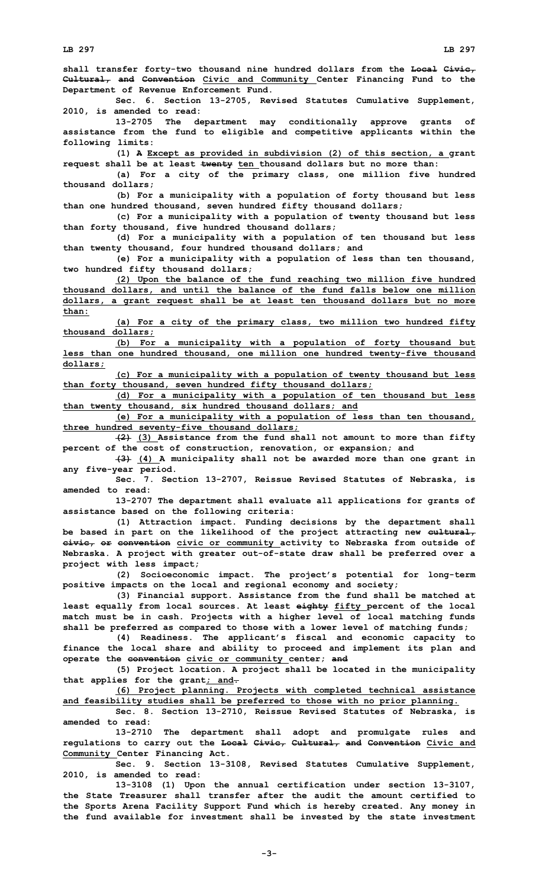shall transfer forty-two thousand nine hundred dollars from the ~~Local Civic, Cultural, and Convention~~ Civic and Community Center Financing Fund to the Department of Revenue Enforcement Fund.

Sec. 6. Section 13-2705, Revised Statutes Cumulative Supplement, 2010, is amended to read:

13-2705 The department may conditionally approve grants of assistance from the fund to eligible and competitive applicants within the following limits:

(1) ~~A~~ Except as provided in subdivision (2) of this section, a grant request shall be at least ~~twenty~~ ten thousand dollars but no more than:

(a) For a city of the primary class, one million five hundred thousand dollars;

(b) For a municipality with a population of forty thousand but less than one hundred thousand, seven hundred fifty thousand dollars;

(c) For a municipality with a population of twenty thousand but less than forty thousand, five hundred thousand dollars;

(d) For a municipality with a population of ten thousand but less than twenty thousand, four hundred thousand dollars; and

(e) For a municipality with a population of less than ten thousand, two hundred fifty thousand dollars;

(2) Upon the balance of the fund reaching two million five hundred thousand dollars, and until the balance of the fund falls below one million dollars, a grant request shall be at least ten thousand dollars but no more than:

(a) For a city of the primary class, two million two hundred fifty thousand dollars;

(b) For a municipality with a population of forty thousand but less than one hundred thousand, one million one hundred twenty-five thousand dollars;

(c) For a municipality with a population of twenty thousand but less than forty thousand, seven hundred fifty thousand dollars;

(d) For a municipality with a population of ten thousand but less than twenty thousand, six hundred thousand dollars; and

(e) For a municipality with a population of less than ten thousand, three hundred seventy-five thousand dollars;

~~(2)~~ (3) Assistance from the fund shall not amount to more than fifty percent of the cost of construction, renovation, or expansion; and

~~(3)~~ (4) A municipality shall not be awarded more than one grant in any five-year period.

Sec. 7. Section 13-2707, Reissue Revised Statutes of Nebraska, is amended to read:

13-2707 The department shall evaluate all applications for grants of assistance based on the following criteria:

(1) Attraction impact. Funding decisions by the department shall be based in part on the likelihood of the project attracting new ~~cultural, civic, or convention~~ civic or community activity to Nebraska from outside of Nebraska. A project with greater out-of-state draw shall be preferred over a project with less impact;

(2) Socioeconomic impact. The project's potential for long-term positive impacts on the local and regional economy and society;

(3) Financial support. Assistance from the fund shall be matched at least equally from local sources. At least ~~eighty~~ fifty percent of the local match must be in cash. Projects with a higher level of local matching funds shall be preferred as compared to those with a lower level of matching funds;

(4) Readiness. The applicant's fiscal and economic capacity to finance the local share and ability to proceed and implement its plan and operate the ~~convention~~ civic or community center; ~~and~~

(5) Project location. A project shall be located in the municipality that applies for the grant; and~~.~~

(6) Project planning. Projects with completed technical assistance and feasibility studies shall be preferred to those with no prior planning.

Sec. 8. Section 13-2710, Reissue Revised Statutes of Nebraska, is amended to read:

13-2710 The department shall adopt and promulgate rules and regulations to carry out the ~~Local Civic, Cultural, and Convention~~ Civic and Community Center Financing Act.

Sec. 9. Section 13-3108, Revised Statutes Cumulative Supplement, 2010, is amended to read:

13-3108 (1) Upon the annual certification under section 13-3107, the State Treasurer shall transfer after the audit the amount certified to the Sports Arena Facility Support Fund which is hereby created. Any money in the fund available for investment shall be invested by the state investment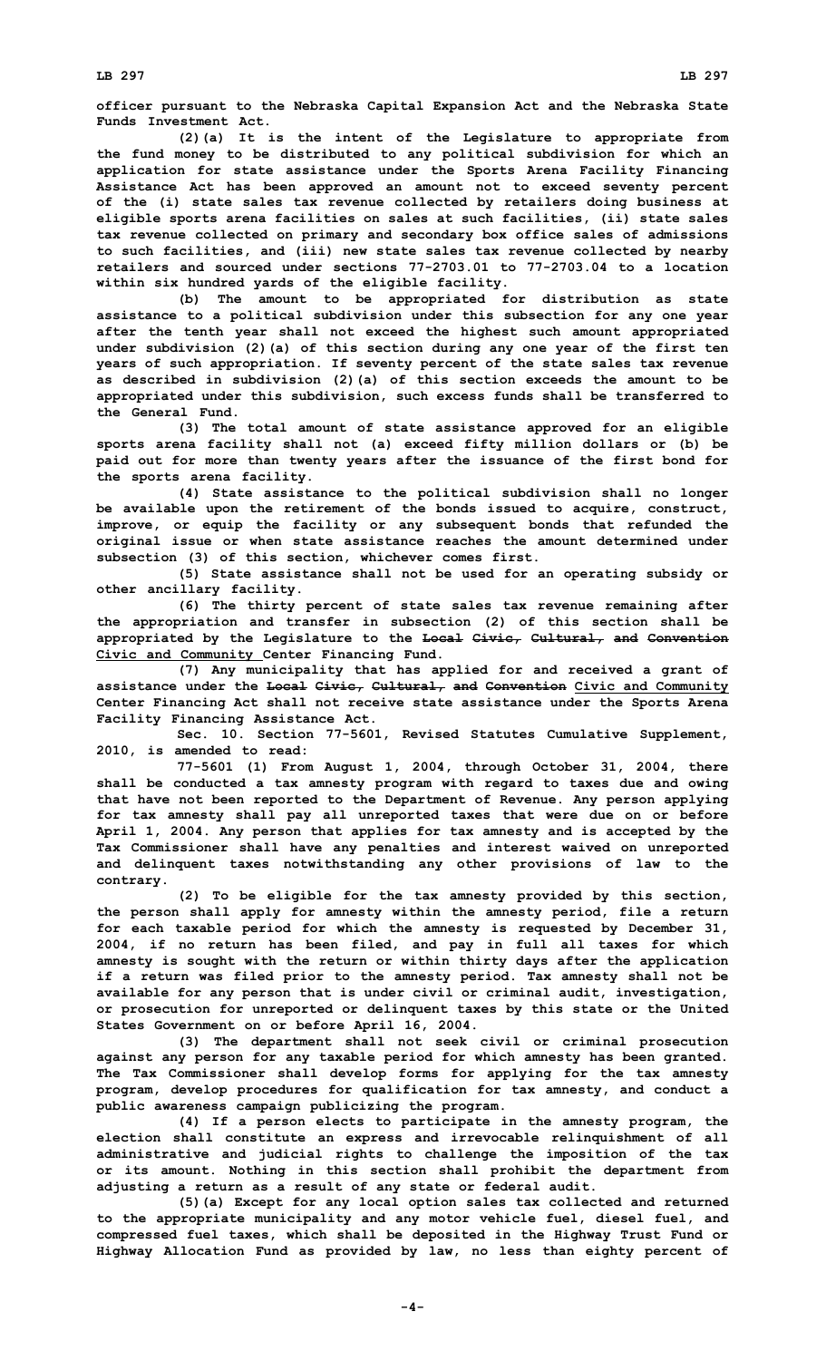officer pursuant to the Nebraska Capital Expansion Act and the Nebraska State Funds Investment Act.

(2)(a) It is the intent of the Legislature to appropriate from the fund money to be distributed to any political subdivision for which an application for state assistance under the Sports Arena Facility Financing Assistance Act has been approved an amount not to exceed seventy percent of the (i) state sales tax revenue collected by retailers doing business at eligible sports arena facilities on sales at such facilities, (ii) state sales tax revenue collected on primary and secondary box office sales of admissions to such facilities, and (iii) new state sales tax revenue collected by nearby retailers and sourced under sections 77-2703.01 to 77-2703.04 to a location within six hundred yards of the eligible facility.

(b) The amount to be appropriated for distribution as state assistance to a political subdivision under this subsection for any one year after the tenth year shall not exceed the highest such amount appropriated under subdivision (2)(a) of this section during any one year of the first ten years of such appropriation. If seventy percent of the state sales tax revenue as described in subdivision (2)(a) of this section exceeds the amount to be appropriated under this subdivision, such excess funds shall be transferred to the General Fund.

(3) The total amount of state assistance approved for an eligible sports arena facility shall not (a) exceed fifty million dollars or (b) be paid out for more than twenty years after the issuance of the first bond for the sports arena facility.

(4) State assistance to the political subdivision shall no longer be available upon the retirement of the bonds issued to acquire, construct, improve, or equip the facility or any subsequent bonds that refunded the original issue or when state assistance reaches the amount determined under subsection (3) of this section, whichever comes first.

(5) State assistance shall not be used for an operating subsidy or other ancillary facility.

(6) The thirty percent of state sales tax revenue remaining after the appropriation and transfer in subsection (2) of this section shall be appropriated by the Legislature to the ~~Local Civic, Cultural, and Convention~~ Civic and Community Center Financing Fund.

(7) Any municipality that has applied for and received a grant of assistance under the ~~Local Civic, Cultural, and Convention~~ Civic and Community Center Financing Act shall not receive state assistance under the Sports Arena Facility Financing Assistance Act.

Sec. 10. Section 77-5601, Revised Statutes Cumulative Supplement, 2010, is amended to read:

77-5601 (1) From August 1, 2004, through October 31, 2004, there shall be conducted a tax amnesty program with regard to taxes due and owing that have not been reported to the Department of Revenue. Any person applying for tax amnesty shall pay all unreported taxes that were due on or before April 1, 2004. Any person that applies for tax amnesty and is accepted by the Tax Commissioner shall have any penalties and interest waived on unreported and delinquent taxes notwithstanding any other provisions of law to the contrary.

(2) To be eligible for the tax amnesty provided by this section, the person shall apply for amnesty within the amnesty period, file a return for each taxable period for which the amnesty is requested by December 31, 2004, if no return has been filed, and pay in full all taxes for which amnesty is sought with the return or within thirty days after the application if a return was filed prior to the amnesty period. Tax amnesty shall not be available for any person that is under civil or criminal audit, investigation, or prosecution for unreported or delinquent taxes by this state or the United States Government on or before April 16, 2004.

(3) The department shall not seek civil or criminal prosecution against any person for any taxable period for which amnesty has been granted. The Tax Commissioner shall develop forms for applying for the tax amnesty program, develop procedures for qualification for tax amnesty, and conduct a public awareness campaign publicizing the program.

(4) If a person elects to participate in the amnesty program, the election shall constitute an express and irrevocable relinquishment of all administrative and judicial rights to challenge the imposition of the tax or its amount. Nothing in this section shall prohibit the department from adjusting a return as a result of any state or federal audit.

(5)(a) Except for any local option sales tax collected and returned to the appropriate municipality and any motor vehicle fuel, diesel fuel, and compressed fuel taxes, which shall be deposited in the Highway Trust Fund or Highway Allocation Fund as provided by law, no less than eighty percent of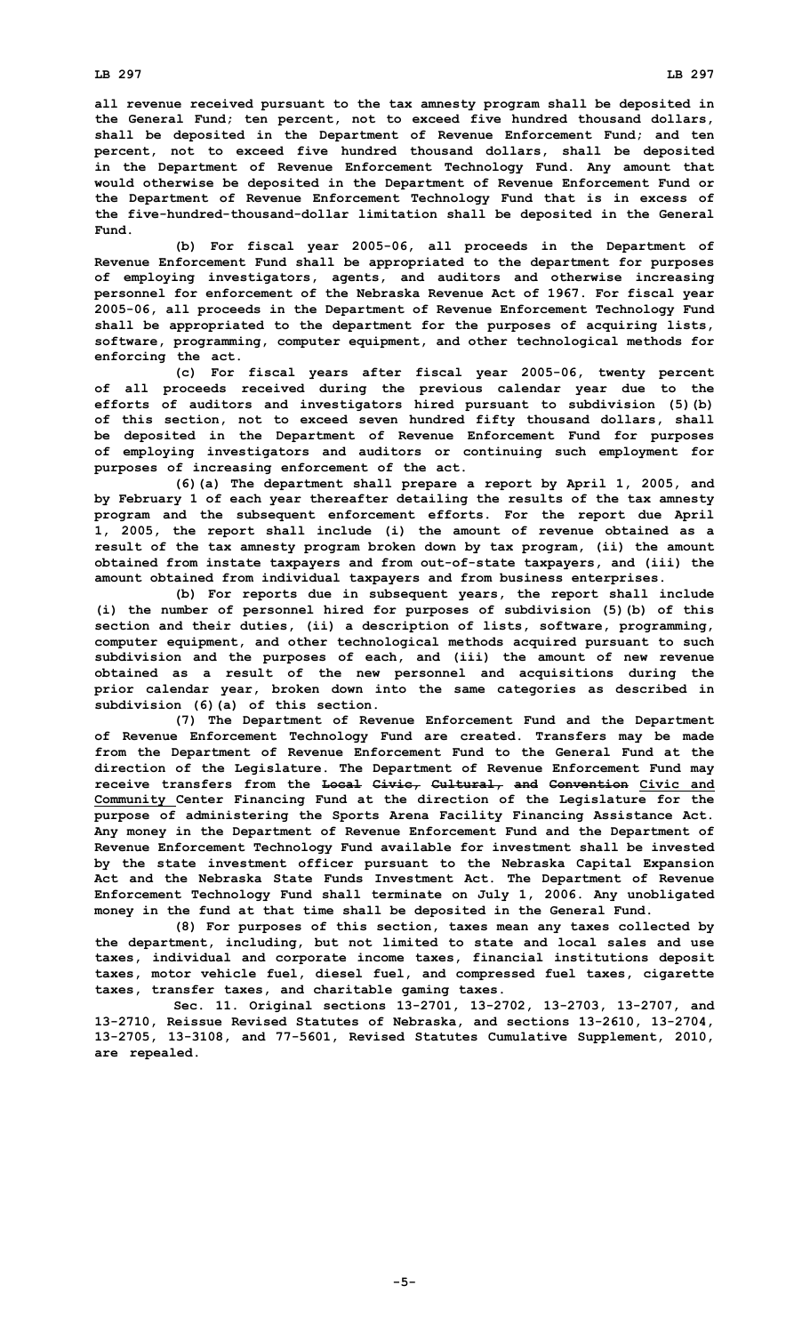all revenue received pursuant to the tax amnesty program shall be deposited in the General Fund; ten percent, not to exceed five hundred thousand dollars, shall be deposited in the Department of Revenue Enforcement Fund; and ten percent, not to exceed five hundred thousand dollars, shall be deposited in the Department of Revenue Enforcement Technology Fund. Any amount that would otherwise be deposited in the Department of Revenue Enforcement Fund or the Department of Revenue Enforcement Technology Fund that is in excess of the five-hundred-thousand-dollar limitation shall be deposited in the General Fund.

(b) For fiscal year 2005-06, all proceeds in the Department of Revenue Enforcement Fund shall be appropriated to the department for purposes of employing investigators, agents, and auditors and otherwise increasing personnel for enforcement of the Nebraska Revenue Act of 1967. For fiscal year 2005-06, all proceeds in the Department of Revenue Enforcement Technology Fund shall be appropriated to the department for the purposes of acquiring lists, software, programming, computer equipment, and other technological methods for enforcing the act.

(c) For fiscal years after fiscal year 2005-06, twenty percent of all proceeds received during the previous calendar year due to the efforts of auditors and investigators hired pursuant to subdivision (5)(b) of this section, not to exceed seven hundred fifty thousand dollars, shall be deposited in the Department of Revenue Enforcement Fund for purposes of employing investigators and auditors or continuing such employment for purposes of increasing enforcement of the act.

(6)(a) The department shall prepare a report by April 1, 2005, and by February 1 of each year thereafter detailing the results of the tax amnesty program and the subsequent enforcement efforts. For the report due April 1, 2005, the report shall include (i) the amount of revenue obtained as a result of the tax amnesty program broken down by tax program, (ii) the amount obtained from instate taxpayers and from out-of-state taxpayers, and (iii) the amount obtained from individual taxpayers and from business enterprises.

(b) For reports due in subsequent years, the report shall include (i) the number of personnel hired for purposes of subdivision (5)(b) of this section and their duties, (ii) a description of lists, software, programming, computer equipment, and other technological methods acquired pursuant to such subdivision and the purposes of each, and (iii) the amount of new revenue obtained as a result of the new personnel and acquisitions during the prior calendar year, broken down into the same categories as described in subdivision (6)(a) of this section.

(7) The Department of Revenue Enforcement Fund and the Department of Revenue Enforcement Technology Fund are created. Transfers may be made from the Department of Revenue Enforcement Fund to the General Fund at the direction of the Legislature. The Department of Revenue Enforcement Fund may receive transfers from the ~~Local Civic, Cultural, and Convention~~ Civic and Community Center Financing Fund at the direction of the Legislature for the purpose of administering the Sports Arena Facility Financing Assistance Act. Any money in the Department of Revenue Enforcement Fund and the Department of Revenue Enforcement Technology Fund available for investment shall be invested by the state investment officer pursuant to the Nebraska Capital Expansion Act and the Nebraska State Funds Investment Act. The Department of Revenue Enforcement Technology Fund shall terminate on July 1, 2006. Any unobligated money in the fund at that time shall be deposited in the General Fund.

(8) For purposes of this section, taxes mean any taxes collected by the department, including, but not limited to state and local sales and use taxes, individual and corporate income taxes, financial institutions deposit taxes, motor vehicle fuel, diesel fuel, and compressed fuel taxes, cigarette taxes, transfer taxes, and charitable gaming taxes.

Sec. 11. Original sections 13-2701, 13-2702, 13-2703, 13-2707, and 13-2710, Reissue Revised Statutes of Nebraska, and sections 13-2610, 13-2704, 13-2705, 13-3108, and 77-5601, Revised Statutes Cumulative Supplement, 2010, are repealed.